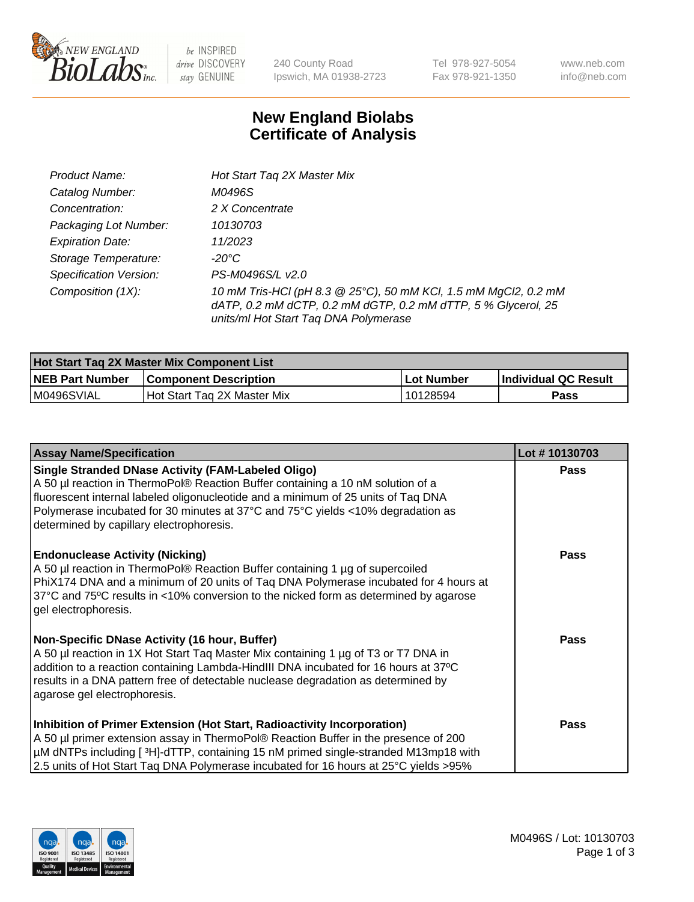# New England Biolabs
# Certificate of Analysis

| | |
|---|---|
| *Product Name:* | *Hot Start Taq 2X Master Mix* |
| *Catalog Number:* | *M0496S* |
| *Concentration:* | *2 X Concentrate* |
| *Packaging Lot Number:* | *10130703* |
| *Expiration Date:* | *11/2023* |
| *Storage Temperature:* | *-20°C* |
| *Specification Version:* | *PS-M0496S/L v2.0* |
| *Composition (1X):* | *10 mM Tris-HCl (pH 8.3 @ 25°C), 50 mM KCl, 1.5 mM MgCl2, 0.2 mM dATP, 0.2 mM dCTP, 0.2 mM dGTP, 0.2 mM dTTP, 5 % Glycerol, 25 units/ml Hot Start Taq DNA Polymerase* |

| Hot Start Taq 2X Master Mix Component List | | | |
|---|---|---|---|
| **NEB Part Number** | **Component Description** | **Lot Number** | **Individual QC Result** |
| M0496SVIAL | Hot Start Taq 2X Master Mix | 10128594 | **Pass** |

| Assay Name/Specification | Lot # 10130703 |
|---|---|
| **Single Stranded DNase Activity (FAM-Labeled Oligo)** A 50 µl reaction in ThermoPol® Reaction Buffer containing a 10 nM solution of a fluorescent internal labeled oligonucleotide and a minimum of 25 units of Taq DNA Polymerase incubated for 30 minutes at 37°C and 75°C yields <10% degradation as determined by capillary electrophoresis. | **Pass** |
| **Endonuclease Activity (Nicking)** A 50 µl reaction in ThermoPol® Reaction Buffer containing 1 µg of supercoiled PhiX174 DNA and a minimum of 20 units of Taq DNA Polymerase incubated for 4 hours at 37°C and 75°C results in <10% conversion to the nicked form as determined by agarose gel electrophoresis. | **Pass** |
| **Non-Specific DNase Activity (16 hour, Buffer)** A 50 µl reaction in 1X Hot Start Taq Master Mix containing 1 µg of T3 or T7 DNA in addition to a reaction containing Lambda-HindIII DNA incubated for 16 hours at 37°C results in a DNA pattern free of detectable nuclease degradation as determined by agarose gel electrophoresis. | **Pass** |
| **Inhibition of Primer Extension (Hot Start, Radioactivity Incorporation)** A 50 µl primer extension assay in ThermoPol® Reaction Buffer in the presence of 200 µM dNTPs including [ $^3$H]-dTTP, containing 15 nM primed single-stranded M13mp18 with 2.5 units of Hot Start Taq DNA Polymerase incubated for 16 hours at 25°C yields >95% | **Pass** |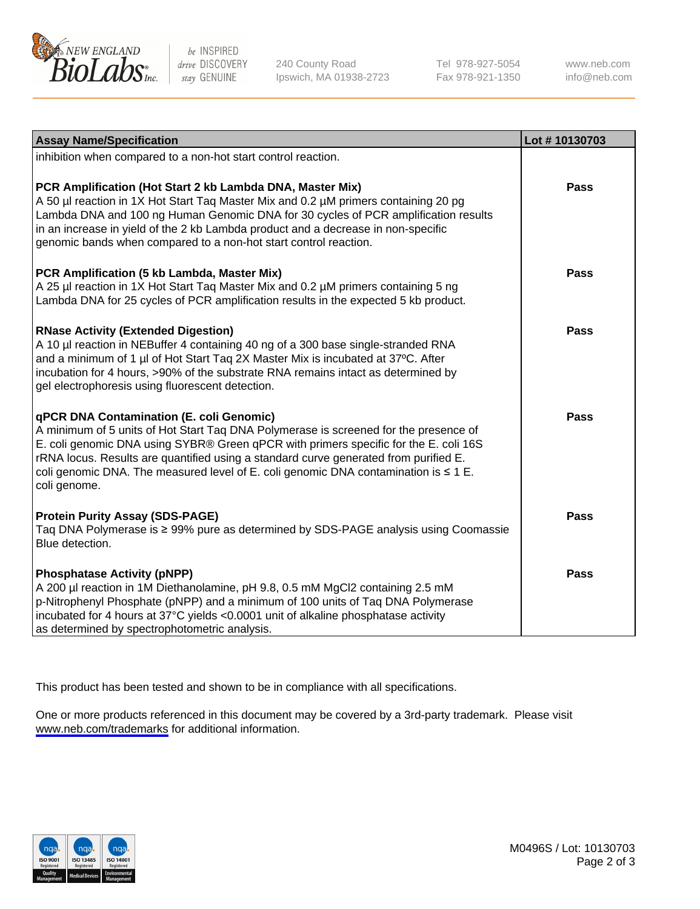| Assay Name/Specification | Lot # 10130703 |
| --- | --- |
| inhibition when compared to a non-hot start control reaction. | |
| **PCR Amplification (Hot Start 2 kb Lambda DNA, Master Mix)**<br>A 50 µl reaction in 1X Hot Start Taq Master Mix and 0.2 µM primers containing 20 pg Lambda DNA and 100 ng Human Genomic DNA for 30 cycles of PCR amplification results in an increase in yield of the 2 kb Lambda product and a decrease in non-specific genomic bands when compared to a non-hot start control reaction. | **Pass** |
| **PCR Amplification (5 kb Lambda, Master Mix)**<br>A 25 µl reaction in 1X Hot Start Taq Master Mix and 0.2 µM primers containing 5 ng Lambda DNA for 25 cycles of PCR amplification results in the expected 5 kb product. | **Pass** |
| **RNase Activity (Extended Digestion)**<br>A 10 µl reaction in NEBuffer 4 containing 40 ng of a 300 base single-stranded RNA and a minimum of 1 µl of Hot Start Taq 2X Master Mix is incubated at 37ºC. After incubation for 4 hours, >90% of the substrate RNA remains intact as determined by gel electrophoresis using fluorescent detection. | **Pass** |
| **qPCR DNA Contamination (E. coli Genomic)**<br>A minimum of 5 units of Hot Start Taq DNA Polymerase is screened for the presence of E. coli genomic DNA using SYBR® Green qPCR with primers specific for the E. coli 16S rRNA locus. Results are quantified using a standard curve generated from purified E. coli genomic DNA. The measured level of E. coli genomic DNA contamination is ≤ 1 E. coli genome. | **Pass** |
| **Protein Purity Assay (SDS-PAGE)**<br>Taq DNA Polymerase is ≥ 99% pure as determined by SDS-PAGE analysis using Coomassie Blue detection. | **Pass** |
| **Phosphatase Activity (pNPP)**<br>A 200 µl reaction in 1M Diethanolamine, pH 9.8, 0.5 mM MgCl2 containing 2.5 mM p-Nitrophenyl Phosphate (pNPP) and a minimum of 100 units of Taq DNA Polymerase incubated for 4 hours at 37°C yields <0.0001 unit of alkaline phosphatase activity as determined by spectrophotometric analysis. | **Pass** |

This product has been tested and shown to be in compliance with all specifications.

One or more products referenced in this document may be covered by a 3rd-party trademark. Please visit www.neb.com/trademarks for additional information.

M0496S / Lot: 10130703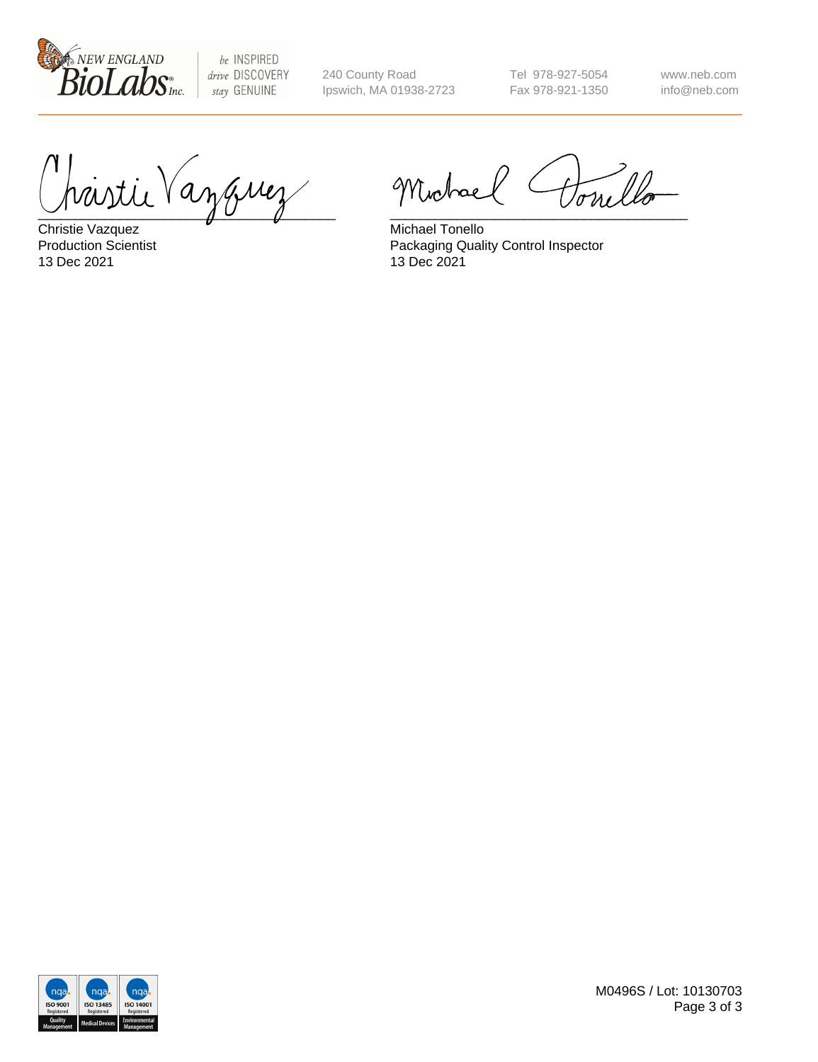240 County Road
Ipswich, MA 01938-2723

Tel 978-927-5054
Fax 978-921-1350

www.neb.com
info@neb.com

Christie Vazquez
Production Scientist
13 Dec 2021

Michael Tonello
Packaging Quality Control Inspector
13 Dec 2021

M0496S / Lot: 10130703